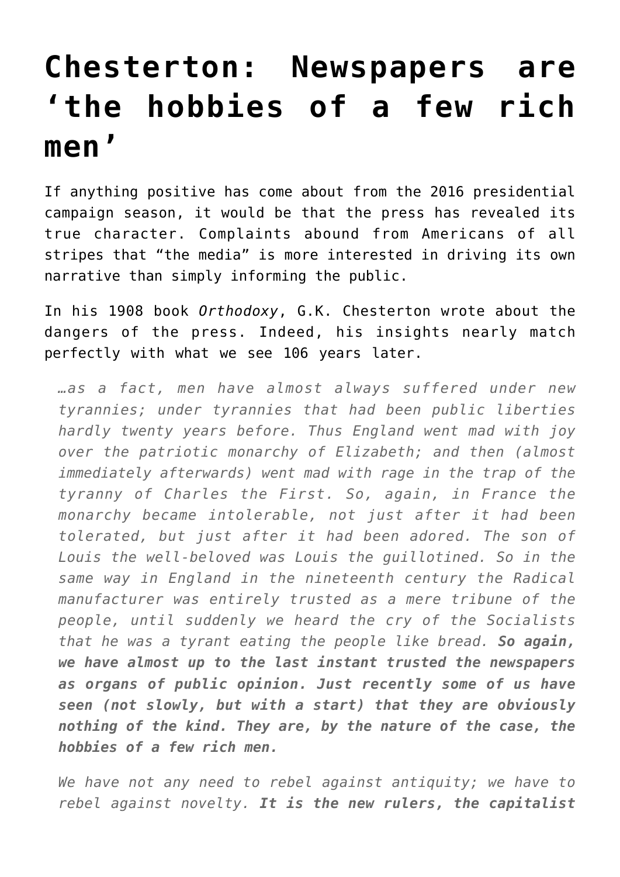# Chesterton: Newspapers are 'the hobbies of a few rich men'

If anything positive has come about from the 2016 presidential campaign season, it would be that the press has revealed its true character. Complaints abound from Americans of all stripes that "the media" is more interested in driving its own narrative than simply informing the public.

In his 1908 book *Orthodoxy*, G.K. Chesterton wrote about the dangers of the press. Indeed, his insights nearly match perfectly with what we see 106 years later.

> *…as a fact, men have almost always suffered under new tyrannies; under tyrannies that had been public liberties hardly twenty years before. Thus England went mad with joy over the patriotic monarchy of Elizabeth; and then (almost immediately afterwards) went mad with rage in the trap of the tyranny of Charles the First. So, again, in France the monarchy became intolerable, not just after it had been tolerated, but just after it had been adored. The son of Louis the well-beloved was Louis the guillotined. So in the same way in England in the nineteenth century the Radical manufacturer was entirely trusted as a mere tribune of the people, until suddenly we heard the cry of the Socialists that he was a tyrant eating the people like bread.* ***So again, we have almost up to the last instant trusted the newspapers as organs of public opinion. Just recently some of us have seen (not slowly, but with a start) that they are obviously nothing of the kind. They are, by the nature of the case, the hobbies of a few rich men.***
>
> *We have not any need to rebel against antiquity; we have to rebel against novelty.* ***It is the new rulers, the capitalist***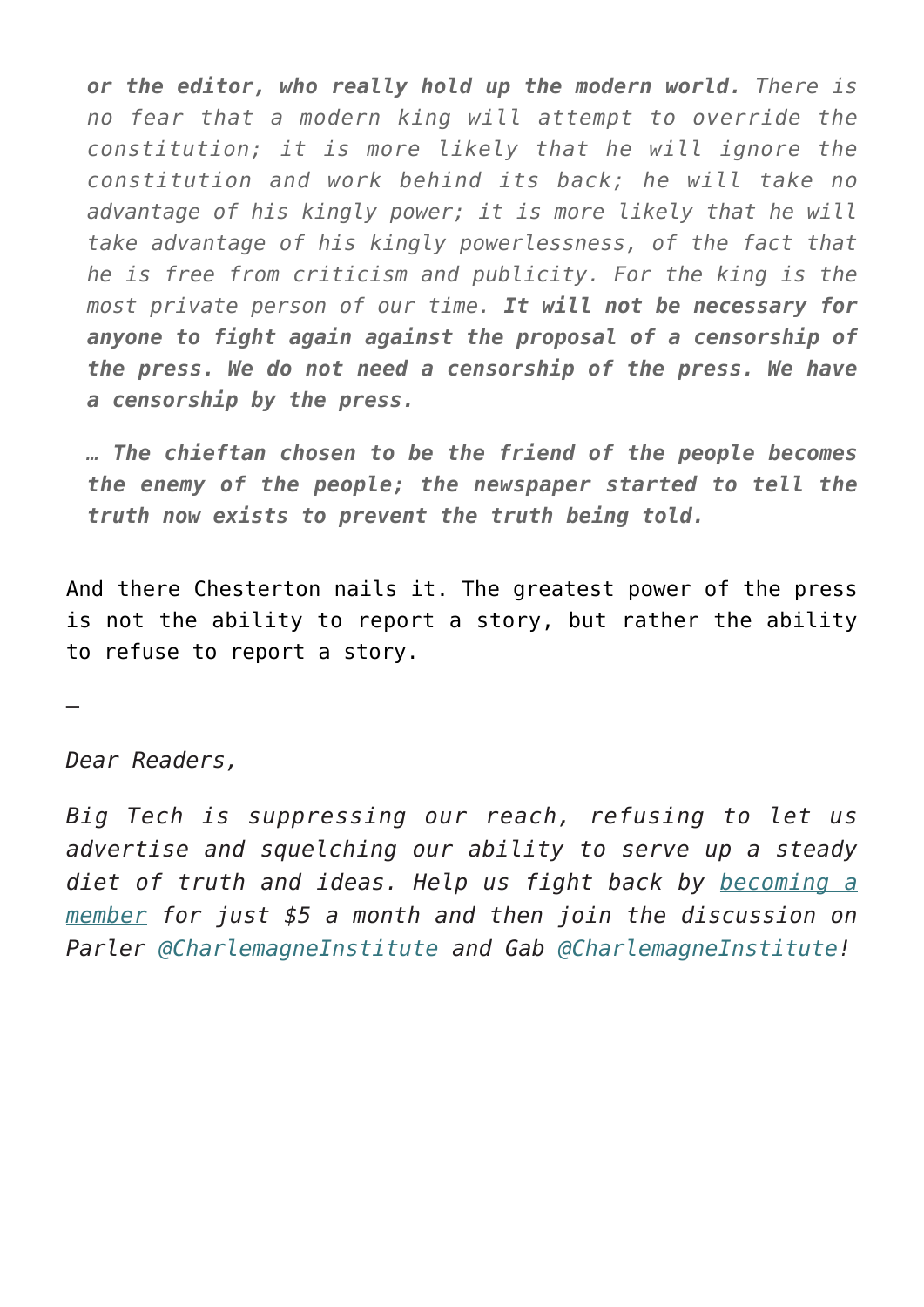> ***or the editor, who really hold up the modern world.*** *There is no fear that a modern king will attempt to override the constitution; it is more likely that he will ignore the constitution and work behind its back; he will take no advantage of his kingly power; it is more likely that he will take advantage of his kingly powerlessness, of the fact that he is free from criticism and publicity. For the king is the most private person of our time.* ***It will not be necessary for anyone to fight again against the proposal of a censorship of the press. We do not need a censorship of the press. We have a censorship by the press.***
>
> ***… The chieftan chosen to be the friend of the people becomes the enemy of the people; the newspaper started to tell the truth now exists to prevent the truth being told.***

And there Chesterton nails it. The greatest power of the press is not the ability to report a story, but rather the ability to refuse to report a story.

—

*Dear Readers,*

*Big Tech is suppressing our reach, refusing to let us advertise and squelching our ability to serve up a steady diet of truth and ideas. Help us fight back by [becoming a member] for just $5 a month and then join the discussion on Parler [@CharlemagneInstitute] and Gab [@CharlemagneInstitute]!*